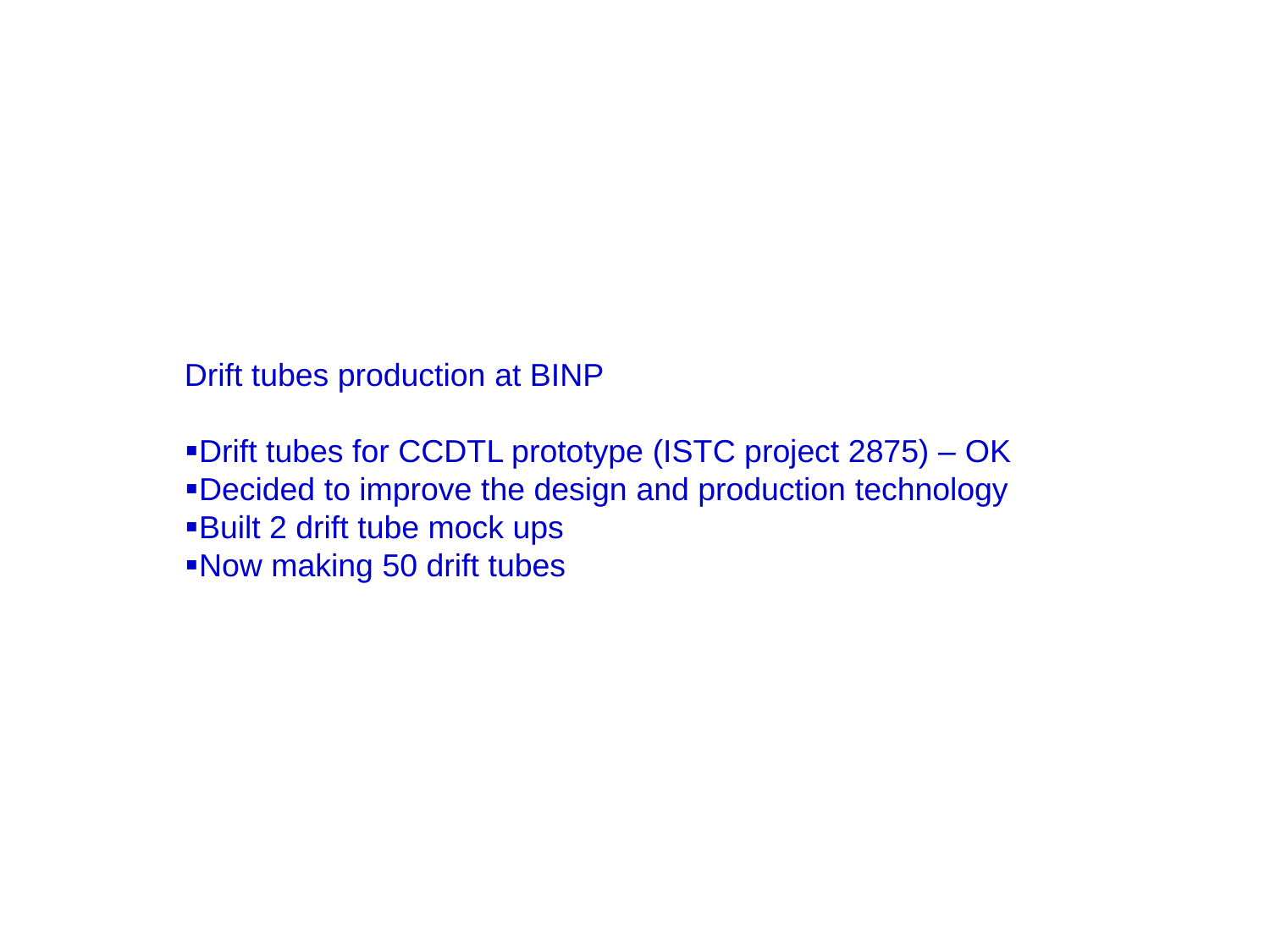Drift tubes production at BINP

- Drift tubes for CCDTL prototype (ISTC project 2875) – OK
- Decided to improve the design and production technology
- Built 2 drift tube mock ups
- Now making 50 drift tubes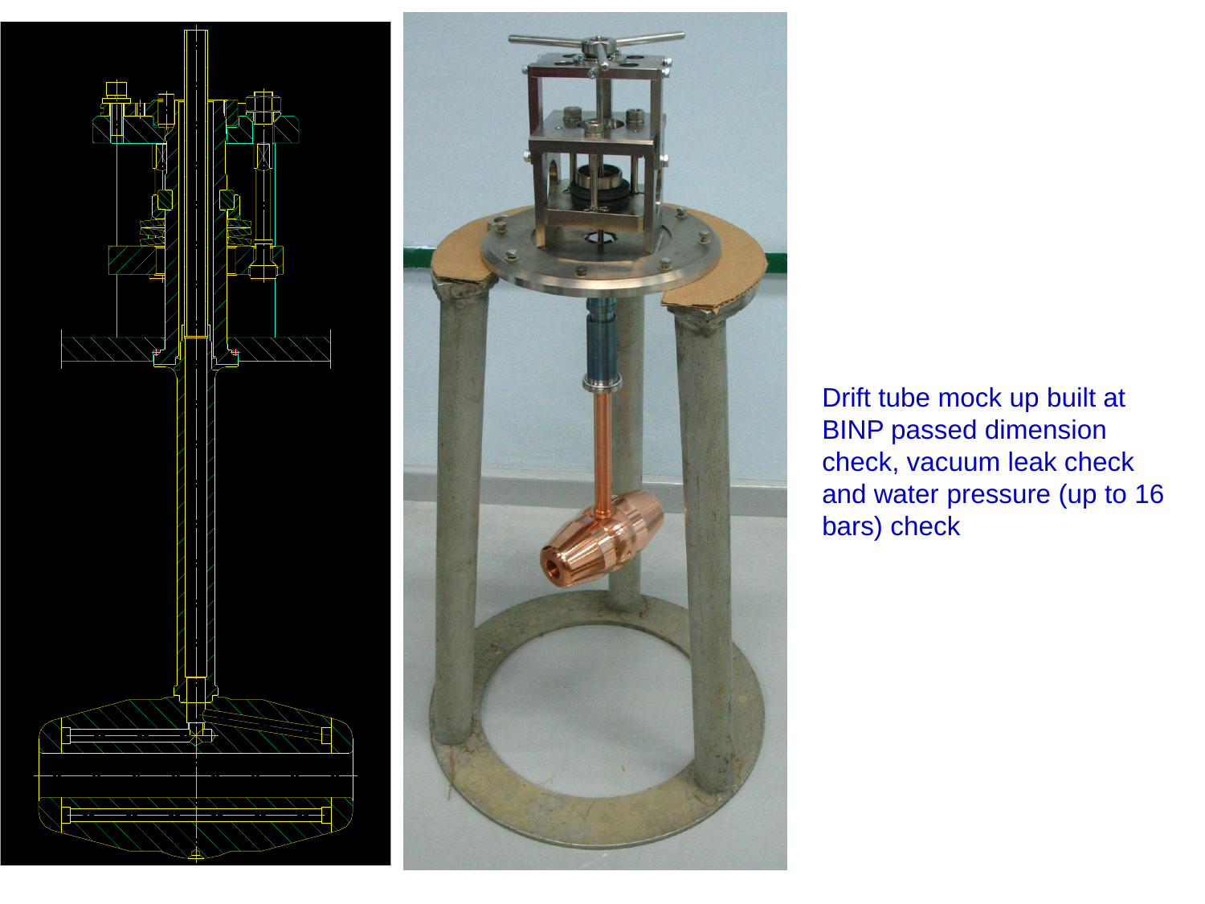Drift tube mock up built at BINP passed dimension check, vacuum leak check and water pressure (up to 16 bars) check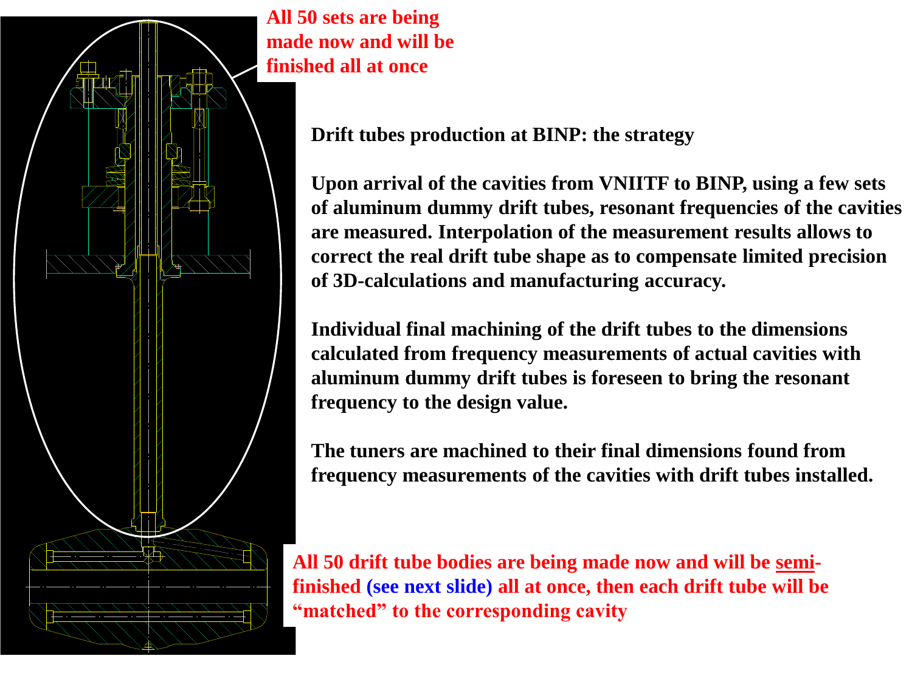All 50 sets are being made now and will be finished all at once

**Drift tubes production at BINP: the strategy**

**Upon arrival of the cavities from VNIITF to BINP, using a few sets of aluminum dummy drift tubes, resonant frequencies of the cavities are measured. Interpolation of the measurement results allows to correct the real drift tube shape as to compensate limited precision of 3D-calculations and manufacturing accuracy.**

**Individual final machining of the drift tubes to the dimensions calculated from frequency measurements of actual cavities with aluminum dummy drift tubes is foreseen to bring the resonant frequency to the design value.**

**The tuners are machined to their final dimensions found from frequency measurements of the cavities with drift tubes installed.**

**All 50 drift tube bodies are being made now and will be semi-finished (see next slide) all at once, then each drift tube will be "matched" to the corresponding cavity**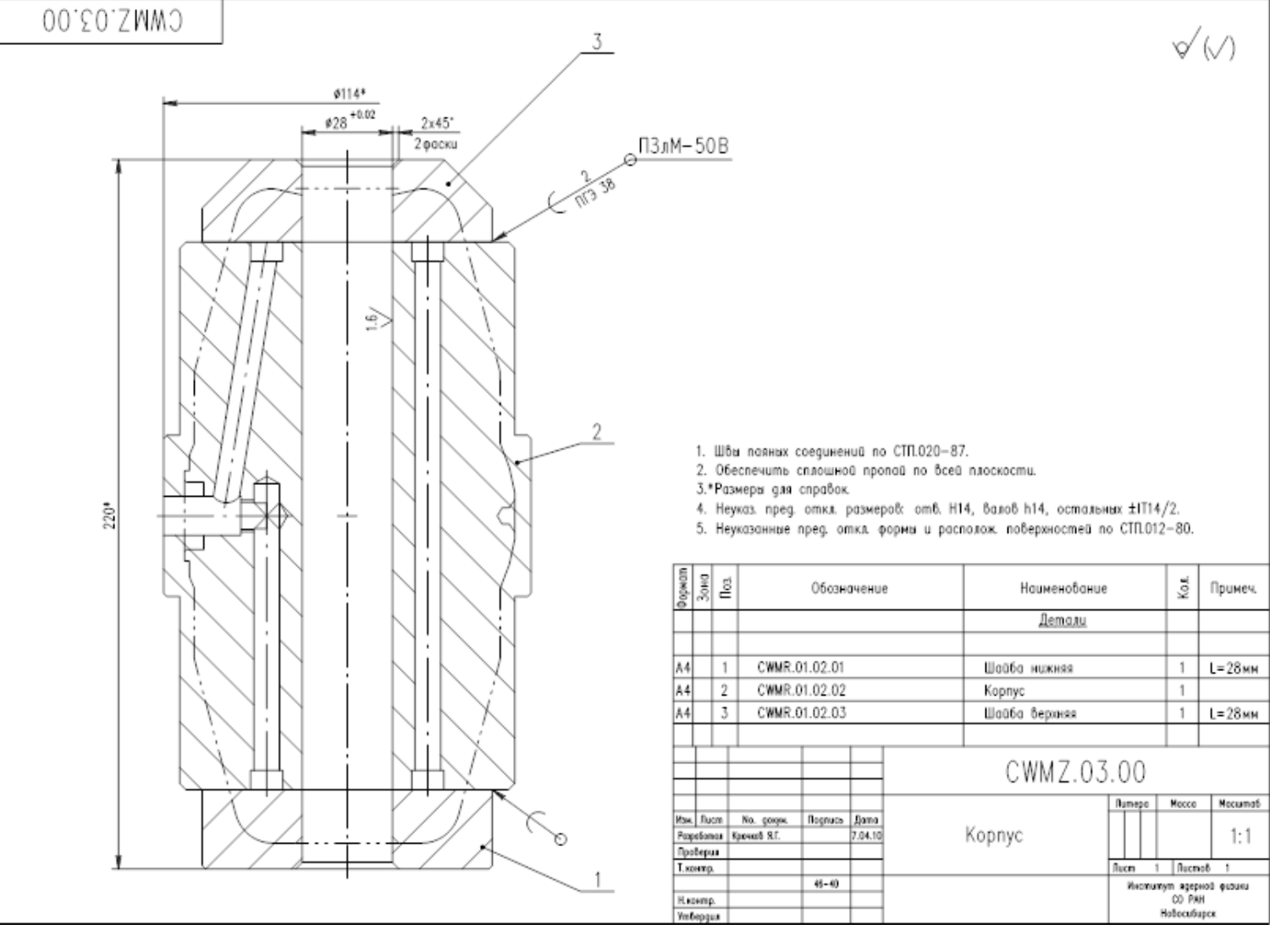CWMZ.03.00

Ø114*

Ø28 $^{+0.02}$

2x45°
2 фаски

П3лМ-50В

2
ПГЭ 38

1,6

220*

3

2

1

1. Швы паяных соединений по СТП.020-87.
2. Обеспечить сплошной пропай по всей плоскости.
3. *Размеры для справок.
4. Неуказ. пред. откл. размеров: отв. H14, валов h14, остальных ±IT14/2.
5. Неуказанные пред. откл. формы и располож. поверхностей по СТП.012-80.

| Формат | Зона | Поз. | Обозначение | Наименование | Кол. | Примеч. |
|---|---|---|---|---|---|---|
| | | | | Детали | | |
| A4 | | 1 | CWMR.01.02.01 | Шайба нижняя | 1 | L=28мм |
| A4 | | 2 | CWMR.01.02.02 | Корпус | 1 | |
| A4 | | 3 | CWMR.01.02.03 | Шайба верхняя | 1 | L=28мм |

| Изм. | Лист | No. докум. | Подпись | Дата |
|---|---|---|---|---|
| Разработал | Крючков Я.Г. | | | 7.04.10 |
| Проверил | | | | |
| Т.контр. | | | | |
| | | | 46-40 | |
| Н.контр. | | | | |
| Утвердил | | | | |

CWMZ.03.00

Корпус

| Литера | Масса | Масштаб |
|---|---|---|
| | | 1:1 |

Лист 1 | Листов 1

Институт ядерной физики СО РАН Новосибирск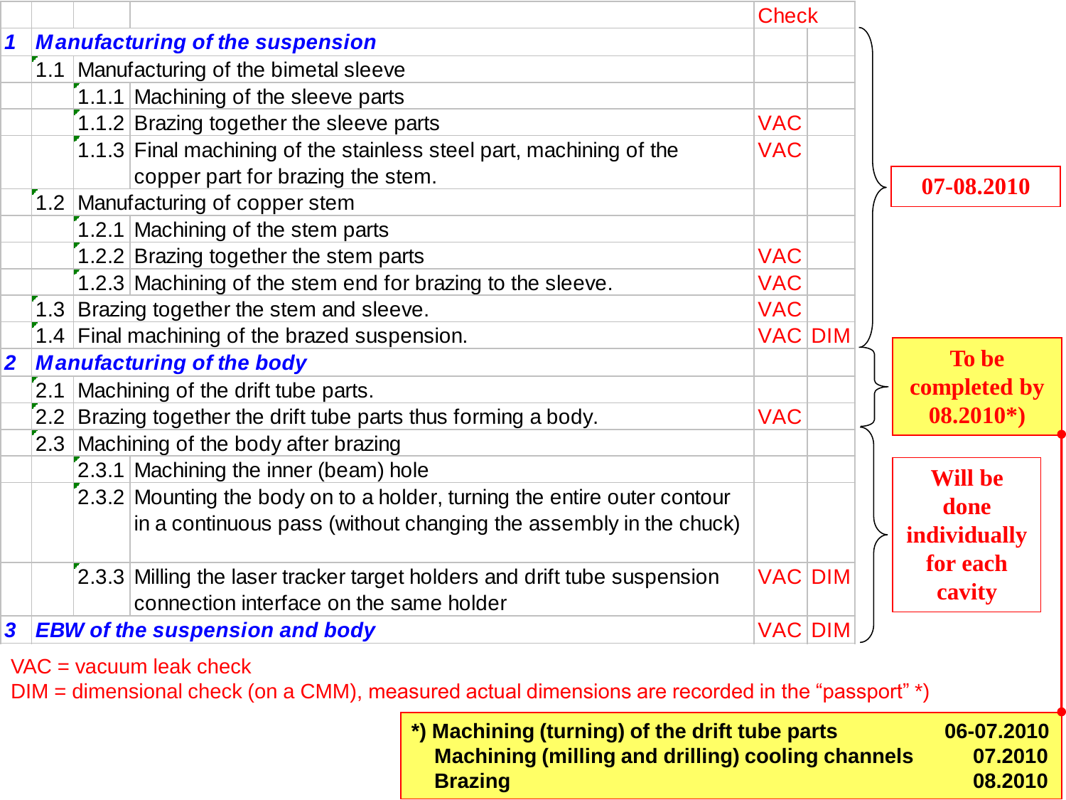| | | | | Check | |
|---|---|---|---|---|---|
| **1** | ***Manufacturing of the suspension*** | | | | |
| | 1.1 | Manufacturing of the bimetal sleeve | | | |
| | | 1.1.1 | Machining of the sleeve parts | | |
| | | 1.1.2 | Brazing together the sleeve parts | VAC | |
| | | 1.1.3 | Final machining of the stainless steel part, machining of the copper part for brazing the stem. | VAC | |
| | 1.2 | Manufacturing of copper stem | | | |
| | | 1.2.1 | Machining of the stem parts | | |
| | | 1.2.2 | Brazing together the stem parts | VAC | |
| | | 1.2.3 | Machining of the stem end for brazing to the sleeve. | VAC | |
| | 1.3 | Brazing together the stem and sleeve. | | VAC | |
| | 1.4 | Final machining of the brazed suspension. | | VAC | DIM |
| **2** | ***Manufacturing of the body*** | | | | |
| | 2.1 | Machining of the drift tube parts. | | | |
| | 2.2 | Brazing together the drift tube parts thus forming a body. | | VAC | |
| | 2.3 | Machining of the body after brazing | | | |
| | | 2.3.1 | Machining the inner (beam) hole | | |
| | | 2.3.2 | Mounting the body on to a holder, turning the entire outer contour in a continuous pass (without changing the assembly in the chuck) | | |
| | | 2.3.3 | Milling the laser tracker target holders and drift tube suspension connection interface on the same holder | VAC | DIM |
| **3** | ***EBW of the suspension and body*** | | | VAC | DIM |

Section 1 (items 1–1.4): **07-08.2010**

Items 2.1–2.2: **To be completed by 08.2010*)**

Items 2.3–3: **Will be done individually for each cavity**

VAC = vacuum leak check

DIM = dimensional check (on a CMM), measured actual dimensions are recorded in the “passport” *)

| | |
|---|---|
| ***) Machining (turning) of the drift tube parts** | **06-07.2010** |
| **Machining (milling and drilling) cooling channels** | **07.2010** |
| **Brazing** | **08.2010** |